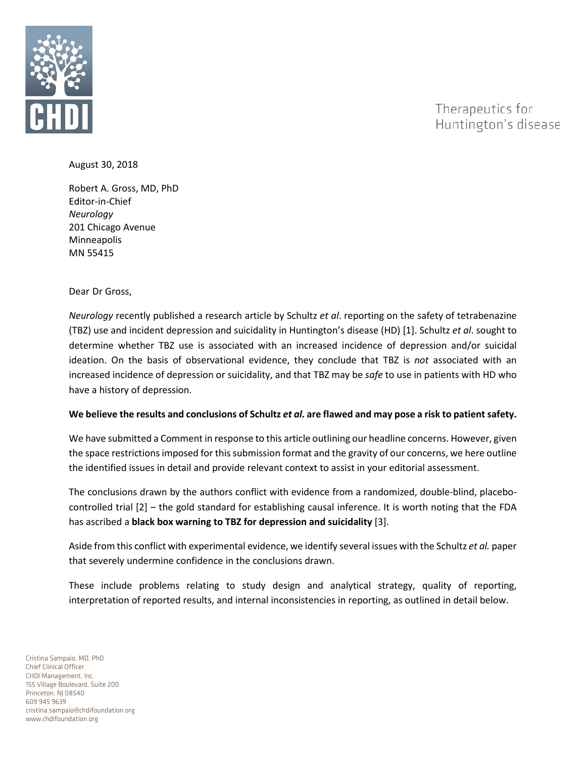CHDI

Therapeutics for Huntington's disease

August 30, 2018

Robert A. Gross, MD, PhD
Editor-in-Chief
*Neurology*
201 Chicago Avenue
Minneapolis
MN 55415

Dear Dr Gross,

*Neurology* recently published a research article by Schultz *et al*. reporting on the safety of tetrabenazine (TBZ) use and incident depression and suicidality in Huntington's disease (HD) [1]. Schultz *et al*. sought to determine whether TBZ use is associated with an increased incidence of depression and/or suicidal ideation. On the basis of observational evidence, they conclude that TBZ is *not* associated with an increased incidence of depression or suicidality, and that TBZ may be *safe* to use in patients with HD who have a history of depression.

**We believe the results and conclusions of Schultz *et al*. are flawed and may pose a risk to patient safety.**

We have submitted a Comment in response to this article outlining our headline concerns. However, given the space restrictions imposed for this submission format and the gravity of our concerns, we here outline the identified issues in detail and provide relevant context to assist in your editorial assessment.

The conclusions drawn by the authors conflict with evidence from a randomized, double-blind, placebo-controlled trial [2] – the gold standard for establishing causal inference. It is worth noting that the FDA has ascribed a **black box warning to TBZ for depression and suicidality** [3].

Aside from this conflict with experimental evidence, we identify several issues with the Schultz *et al.* paper that severely undermine confidence in the conclusions drawn.

These include problems relating to study design and analytical strategy, quality of reporting, interpretation of reported results, and internal inconsistencies in reporting, as outlined in detail below.

Cristina Sampaio, MD, PhD
Chief Clinical Officer
CHDI Management, Inc.
155 Village Boulevard, Suite 200
Princeton, NJ 08540
609 945 9639
cristina.sampaio@chdifoundation.org
www.chdifoundation.org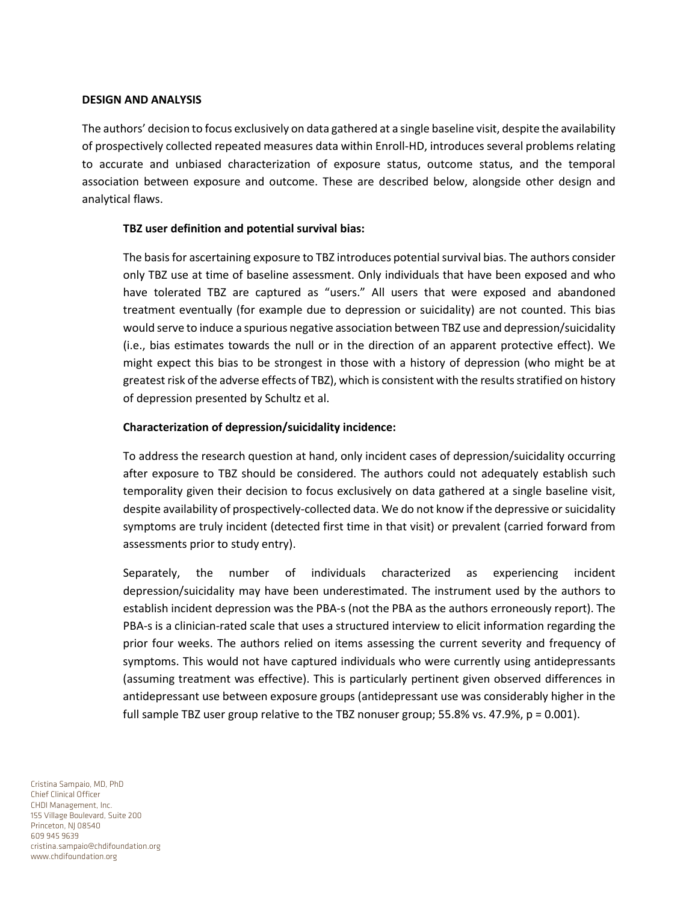**DESIGN AND ANALYSIS**

The authors' decision to focus exclusively on data gathered at a single baseline visit, despite the availability of prospectively collected repeated measures data within Enroll-HD, introduces several problems relating to accurate and unbiased characterization of exposure status, outcome status, and the temporal association between exposure and outcome. These are described below, alongside other design and analytical flaws.

**TBZ user definition and potential survival bias:**

The basis for ascertaining exposure to TBZ introduces potential survival bias. The authors consider only TBZ use at time of baseline assessment. Only individuals that have been exposed and who have tolerated TBZ are captured as "users." All users that were exposed and abandoned treatment eventually (for example due to depression or suicidality) are not counted. This bias would serve to induce a spurious negative association between TBZ use and depression/suicidality (i.e., bias estimates towards the null or in the direction of an apparent protective effect). We might expect this bias to be strongest in those with a history of depression (who might be at greatest risk of the adverse effects of TBZ), which is consistent with the results stratified on history of depression presented by Schultz et al.

**Characterization of depression/suicidality incidence:**

To address the research question at hand, only incident cases of depression/suicidality occurring after exposure to TBZ should be considered. The authors could not adequately establish such temporality given their decision to focus exclusively on data gathered at a single baseline visit, despite availability of prospectively-collected data. We do not know if the depressive or suicidality symptoms are truly incident (detected first time in that visit) or prevalent (carried forward from assessments prior to study entry).

Separately, the number of individuals characterized as experiencing incident depression/suicidality may have been underestimated. The instrument used by the authors to establish incident depression was the PBA-s (not the PBA as the authors erroneously report). The PBA-s is a clinician-rated scale that uses a structured interview to elicit information regarding the prior four weeks. The authors relied on items assessing the current severity and frequency of symptoms. This would not have captured individuals who were currently using antidepressants (assuming treatment was effective). This is particularly pertinent given observed differences in antidepressant use between exposure groups (antidepressant use was considerably higher in the full sample TBZ user group relative to the TBZ nonuser group; 55.8% vs. 47.9%, $p = 0.001$).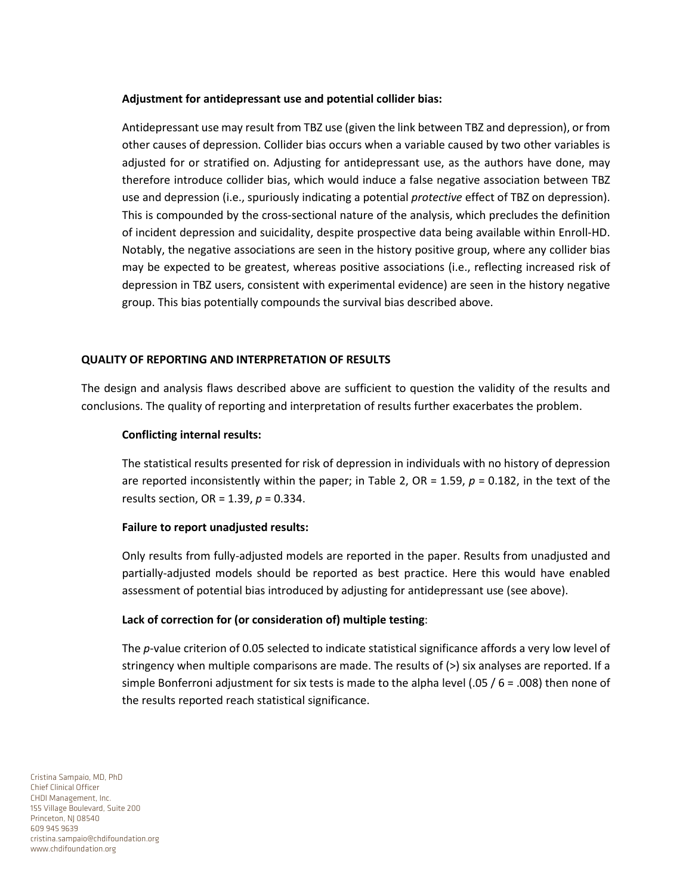**Adjustment for antidepressant use and potential collider bias:**

Antidepressant use may result from TBZ use (given the link between TBZ and depression), or from other causes of depression. Collider bias occurs when a variable caused by two other variables is adjusted for or stratified on. Adjusting for antidepressant use, as the authors have done, may therefore introduce collider bias, which would induce a false negative association between TBZ use and depression (i.e., spuriously indicating a potential *protective* effect of TBZ on depression). This is compounded by the cross-sectional nature of the analysis, which precludes the definition of incident depression and suicidality, despite prospective data being available within Enroll-HD. Notably, the negative associations are seen in the history positive group, where any collider bias may be expected to be greatest, whereas positive associations (i.e., reflecting increased risk of depression in TBZ users, consistent with experimental evidence) are seen in the history negative group. This bias potentially compounds the survival bias described above.

## QUALITY OF REPORTING AND INTERPRETATION OF RESULTS

The design and analysis flaws described above are sufficient to question the validity of the results and conclusions. The quality of reporting and interpretation of results further exacerbates the problem.

**Conflicting internal results:**

The statistical results presented for risk of depression in individuals with no history of depression are reported inconsistently within the paper; in Table 2, OR = 1.59, $p$ = 0.182, in the text of the results section, OR = 1.39, $p$ = 0.334.

**Failure to report unadjusted results:**

Only results from fully-adjusted models are reported in the paper. Results from unadjusted and partially-adjusted models should be reported as best practice. Here this would have enabled assessment of potential bias introduced by adjusting for antidepressant use (see above).

**Lack of correction for (or consideration of) multiple testing**:

The $p$-value criterion of 0.05 selected to indicate statistical significance affords a very low level of stringency when multiple comparisons are made. The results of (>) six analyses are reported. If a simple Bonferroni adjustment for six tests is made to the alpha level (.05 / 6 = .008) then none of the results reported reach statistical significance.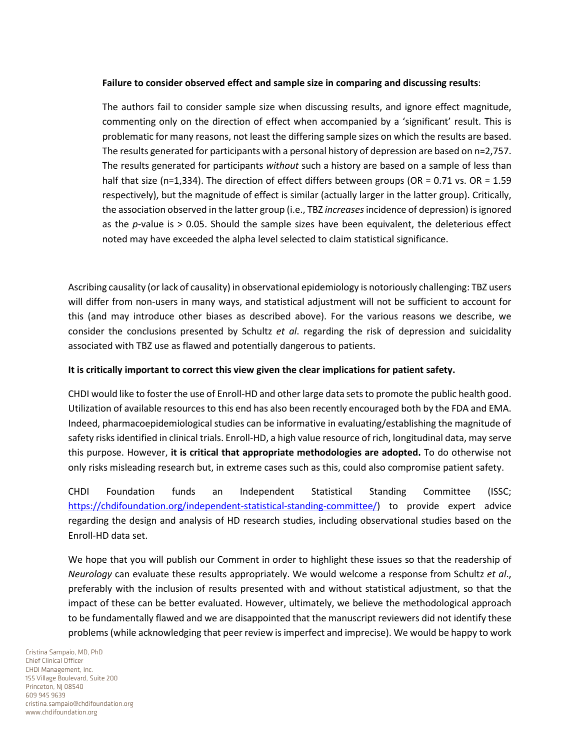**Failure to consider observed effect and sample size in comparing and discussing results**:

> The authors fail to consider sample size when discussing results, and ignore effect magnitude, commenting only on the direction of effect when accompanied by a 'significant' result. This is problematic for many reasons, not least the differing sample sizes on which the results are based. The results generated for participants with a personal history of depression are based on n=2,757. The results generated for participants *without* such a history are based on a sample of less than half that size (n=1,334). The direction of effect differs between groups (OR = 0.71 vs. OR = 1.59 respectively), but the magnitude of effect is similar (actually larger in the latter group). Critically, the association observed in the latter group (i.e., TBZ *increases* incidence of depression) is ignored as the *p*-value is > 0.05. Should the sample sizes have been equivalent, the deleterious effect noted may have exceeded the alpha level selected to claim statistical significance.

Ascribing causality (or lack of causality) in observational epidemiology is notoriously challenging: TBZ users will differ from non-users in many ways, and statistical adjustment will not be sufficient to account for this (and may introduce other biases as described above). For the various reasons we describe, we consider the conclusions presented by Schultz *et al*. regarding the risk of depression and suicidality associated with TBZ use as flawed and potentially dangerous to patients.

**It is critically important to correct this view given the clear implications for patient safety.**

CHDI would like to foster the use of Enroll-HD and other large data sets to promote the public health good. Utilization of available resources to this end has also been recently encouraged both by the FDA and EMA. Indeed, pharmacoepidemiological studies can be informative in evaluating/establishing the magnitude of safety risks identified in clinical trials. Enroll-HD, a high value resource of rich, longitudinal data, may serve this purpose. However, **it is critical that appropriate methodologies are adopted.** To do otherwise not only risks misleading research but, in extreme cases such as this, could also compromise patient safety.

CHDI Foundation funds an Independent Statistical Standing Committee (ISSC; https://chdifoundation.org/independent-statistical-standing-committee/) to provide expert advice regarding the design and analysis of HD research studies, including observational studies based on the Enroll-HD data set.

We hope that you will publish our Comment in order to highlight these issues so that the readership of *Neurology* can evaluate these results appropriately. We would welcome a response from Schultz *et al*., preferably with the inclusion of results presented with and without statistical adjustment, so that the impact of these can be better evaluated. However, ultimately, we believe the methodological approach to be fundamentally flawed and we are disappointed that the manuscript reviewers did not identify these problems (while acknowledging that peer review is imperfect and imprecise). We would be happy to work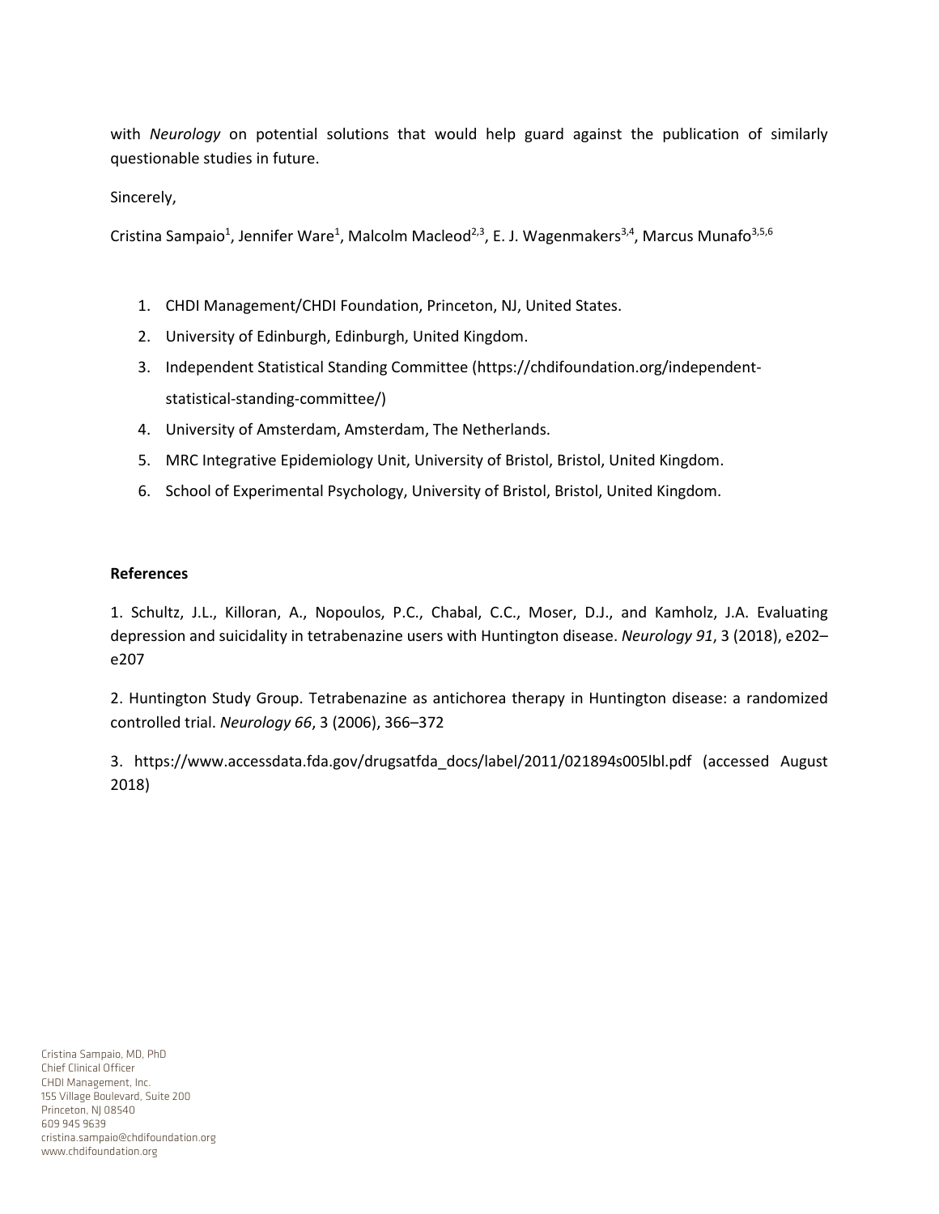with *Neurology* on potential solutions that would help guard against the publication of similarly questionable studies in future.

Sincerely,

Cristina Sampaio[1], Jennifer Ware[1], Malcolm Macleod[2,3], E. J. Wagenmakers[3,4], Marcus Munafo[3,5,6]

1. CHDI Management/CHDI Foundation, Princeton, NJ, United States.
2. University of Edinburgh, Edinburgh, United Kingdom.
3. Independent Statistical Standing Committee (https://chdifoundation.org/independent-statistical-standing-committee/)
4. University of Amsterdam, Amsterdam, The Netherlands.
5. MRC Integrative Epidemiology Unit, University of Bristol, Bristol, United Kingdom.
6. School of Experimental Psychology, University of Bristol, Bristol, United Kingdom.

**References**

1. Schultz, J.L., Killoran, A., Nopoulos, P.C., Chabal, C.C., Moser, D.J., and Kamholz, J.A. Evaluating depression and suicidality in tetrabenazine users with Huntington disease. *Neurology 91*, 3 (2018), e202–e207

2. Huntington Study Group. Tetrabenazine as antichorea therapy in Huntington disease: a randomized controlled trial. *Neurology 66*, 3 (2006), 366–372

3. https://www.accessdata.fda.gov/drugsatfda_docs/label/2011/021894s005lbl.pdf (accessed August 2018)

Cristina Sampaio, MD, PhD
Chief Clinical Officer
CHDI Management, Inc.
155 Village Boulevard, Suite 200
Princeton, NJ 08540
609 945 9639
cristina.sampaio@chdifoundation.org
www.chdifoundation.org